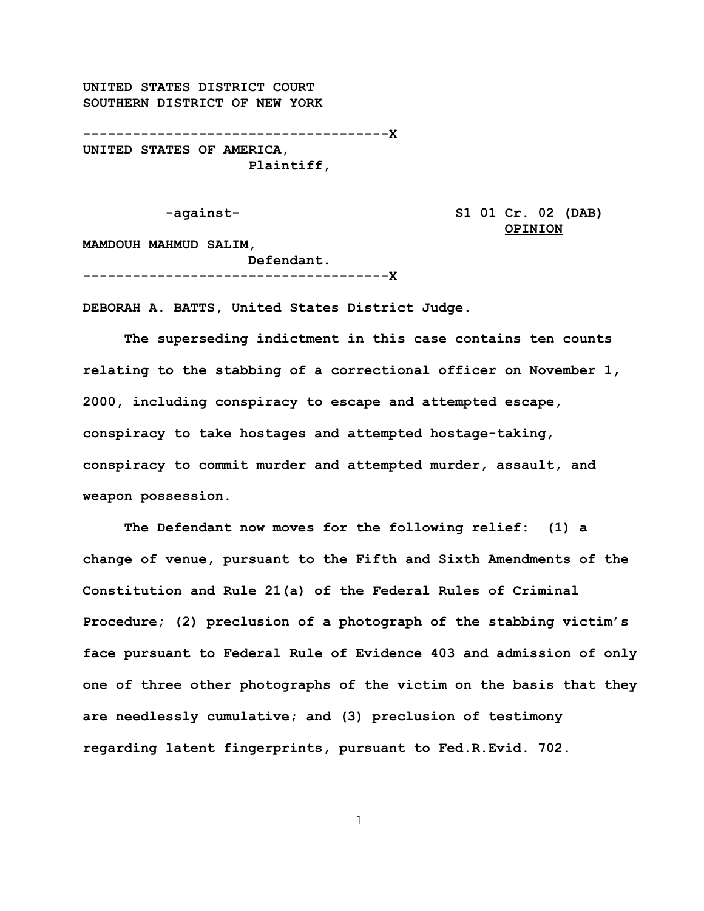UNITED STATES DISTRICT COURT
SOUTHERN DISTRICT OF NEW YORK

-------------------------------------X

UNITED STATES OF AMERICA,
Plaintiff,

-against-

S1 01 Cr. 02 (DAB)
<u>OPINION</u>

MAMDOUH MAHMUD SALIM,
Defendant.

-------------------------------------X

DEBORAH A. BATTS, United States District Judge.

The superseding indictment in this case contains ten counts relating to the stabbing of a correctional officer on November 1, 2000, including conspiracy to escape and attempted escape, conspiracy to take hostages and attempted hostage-taking, conspiracy to commit murder and attempted murder, assault, and weapon possession.

The Defendant now moves for the following relief: (1) a change of venue, pursuant to the Fifth and Sixth Amendments of the Constitution and Rule 21(a) of the Federal Rules of Criminal Procedure; (2) preclusion of a photograph of the stabbing victim's face pursuant to Federal Rule of Evidence 403 and admission of only one of three other photographs of the victim on the basis that they are needlessly cumulative; and (3) preclusion of testimony regarding latent fingerprints, pursuant to Fed.R.Evid. 702.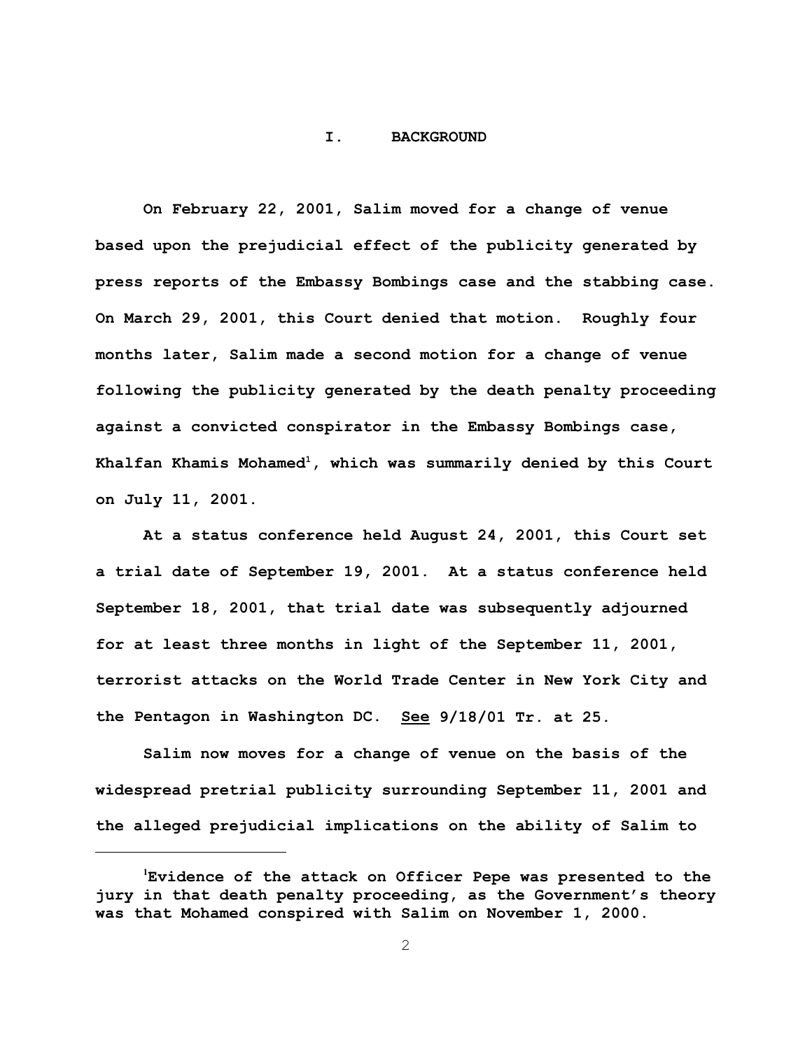## I. BACKGROUND

On February 22, 2001, Salim moved for a change of venue based upon the prejudicial effect of the publicity generated by press reports of the Embassy Bombings case and the stabbing case. On March 29, 2001, this Court denied that motion. Roughly four months later, Salim made a second motion for a change of venue following the publicity generated by the death penalty proceeding against a convicted conspirator in the Embassy Bombings case, Khalfan Khamis Mohamed[1], which was summarily denied by this Court on July 11, 2001.

At a status conference held August 24, 2001, this Court set a trial date of September 19, 2001. At a status conference held September 18, 2001, that trial date was subsequently adjourned for at least three months in light of the September 11, 2001, terrorist attacks on the World Trade Center in New York City and the Pentagon in Washington DC. See 9/18/01 Tr. at 25.

Salim now moves for a change of venue on the basis of the widespread pretrial publicity surrounding September 11, 2001 and the alleged prejudicial implications on the ability of Salim to

[1] Evidence of the attack on Officer Pepe was presented to the jury in that death penalty proceeding, as the Government's theory was that Mohamed conspired with Salim on November 1, 2000.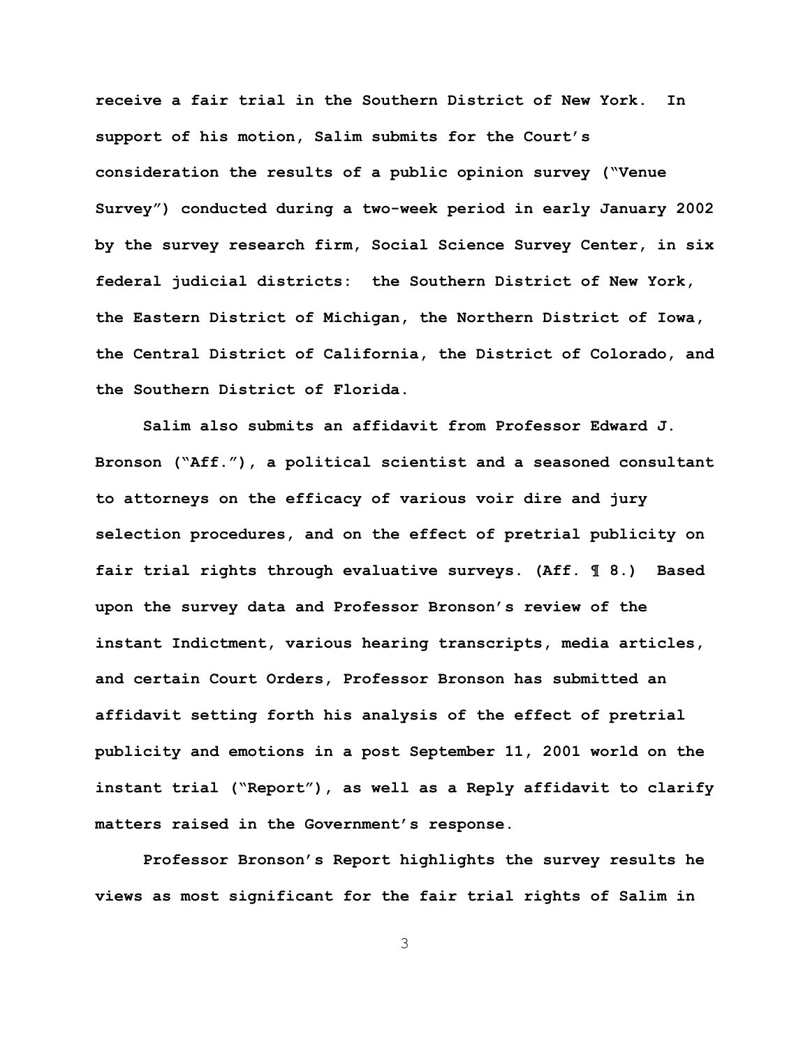receive a fair trial in the Southern District of New York. In support of his motion, Salim submits for the Court's consideration the results of a public opinion survey ("Venue Survey") conducted during a two-week period in early January 2002 by the survey research firm, Social Science Survey Center, in six federal judicial districts: the Southern District of New York, the Eastern District of Michigan, the Northern District of Iowa, the Central District of California, the District of Colorado, and the Southern District of Florida.

Salim also submits an affidavit from Professor Edward J. Bronson ("Aff."), a political scientist and a seasoned consultant to attorneys on the efficacy of various voir dire and jury selection procedures, and on the effect of pretrial publicity on fair trial rights through evaluative surveys. (Aff. ¶ 8.) Based upon the survey data and Professor Bronson's review of the instant Indictment, various hearing transcripts, media articles, and certain Court Orders, Professor Bronson has submitted an affidavit setting forth his analysis of the effect of pretrial publicity and emotions in a post September 11, 2001 world on the instant trial ("Report"), as well as a Reply affidavit to clarify matters raised in the Government's response.

Professor Bronson's Report highlights the survey results he views as most significant for the fair trial rights of Salim in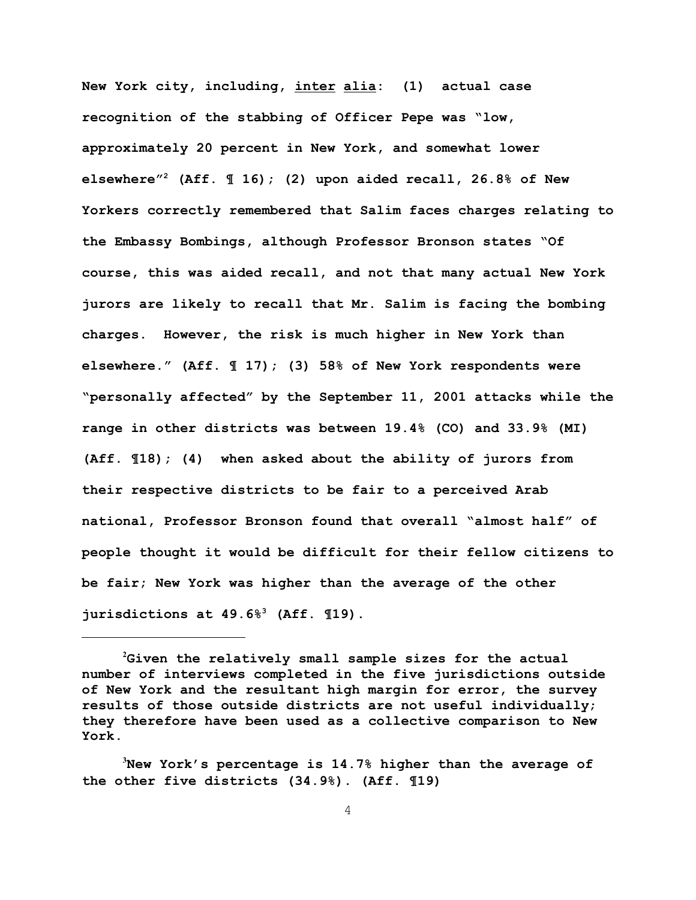New York city, including, inter alia: (1) actual case recognition of the stabbing of Officer Pepe was "low, approximately 20 percent in New York, and somewhat lower elsewhere"[2] (Aff. ¶ 16); (2) upon aided recall, 26.8% of New Yorkers correctly remembered that Salim faces charges relating to the Embassy Bombings, although Professor Bronson states "Of course, this was aided recall, and not that many actual New York jurors are likely to recall that Mr. Salim is facing the bombing charges. However, the risk is much higher in New York than elsewhere." (Aff. ¶ 17); (3) 58% of New York respondents were "personally affected" by the September 11, 2001 attacks while the range in other districts was between 19.4% (CO) and 33.9% (MI) (Aff. ¶18); (4) when asked about the ability of jurors from their respective districts to be fair to a perceived Arab national, Professor Bronson found that overall "almost half" of people thought it would be difficult for their fellow citizens to be fair; New York was higher than the average of the other jurisdictions at 49.6%[3] (Aff. ¶19).

---

[2]Given the relatively small sample sizes for the actual number of interviews completed in the five jurisdictions outside of New York and the resultant high margin for error, the survey results of those outside districts are not useful individually; they therefore have been used as a collective comparison to New York.

[3]New York's percentage is 14.7% higher than the average of the other five districts (34.9%). (Aff. ¶19)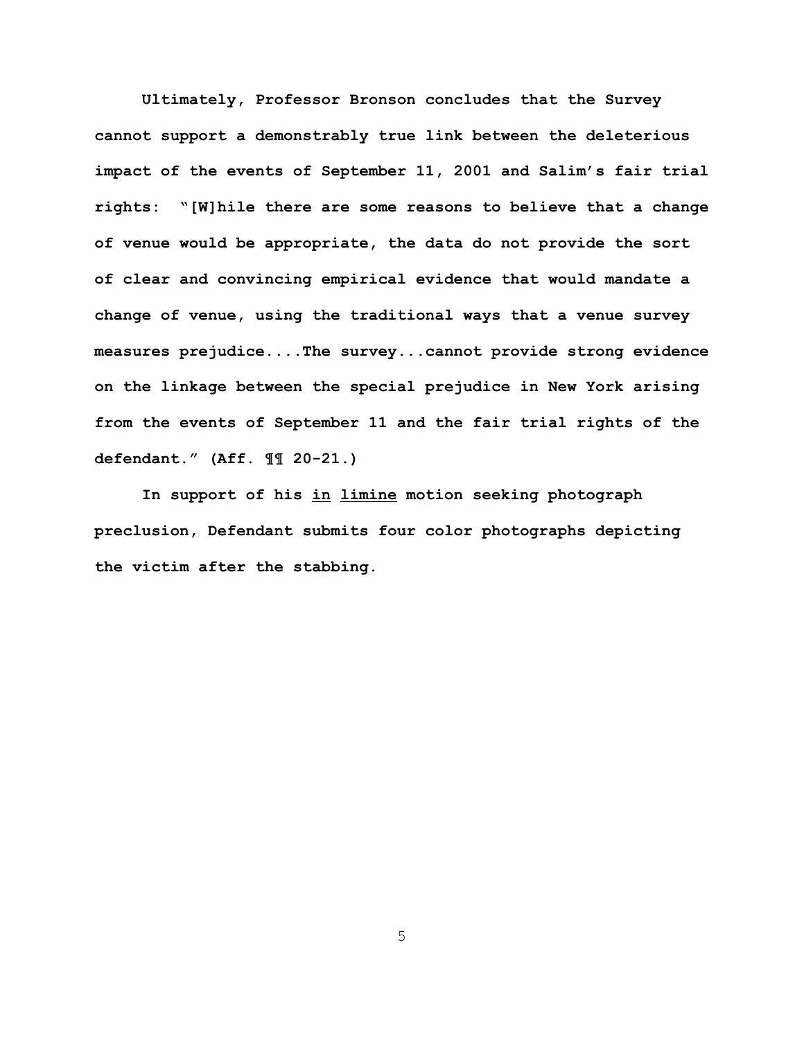**Ultimately, Professor Bronson concludes that the Survey cannot support a demonstrably true link between the deleterious impact of the events of September 11, 2001 and Salim's fair trial rights: "[W]hile there are some reasons to believe that a change of venue would be appropriate, the data do not provide the sort of clear and convincing empirical evidence that would mandate a change of venue, using the traditional ways that a venue survey measures prejudice....The survey...cannot provide strong evidence on the linkage between the special prejudice in New York arising from the events of September 11 and the fair trial rights of the defendant." (Aff. ¶¶ 20-21.)**

**In support of his <u>in limine</u> motion seeking photograph preclusion, Defendant submits four color photographs depicting the victim after the stabbing.**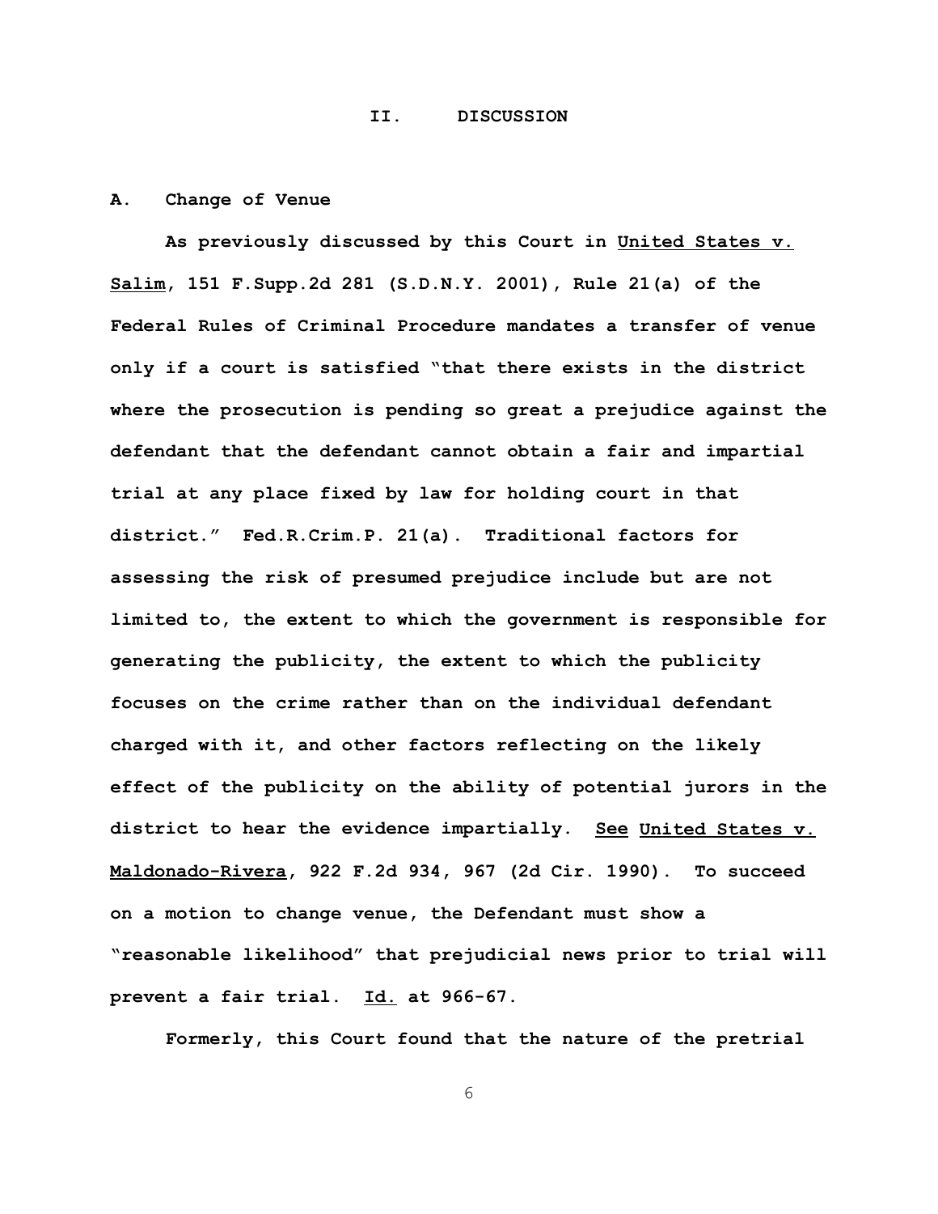## II. DISCUSSION

### A. Change of Venue

As previously discussed by this Court in United States v. Salim, 151 F.Supp.2d 281 (S.D.N.Y. 2001), Rule 21(a) of the Federal Rules of Criminal Procedure mandates a transfer of venue only if a court is satisfied "that there exists in the district where the prosecution is pending so great a prejudice against the defendant that the defendant cannot obtain a fair and impartial trial at any place fixed by law for holding court in that district." Fed.R.Crim.P. 21(a). Traditional factors for assessing the risk of presumed prejudice include but are not limited to, the extent to which the government is responsible for generating the publicity, the extent to which the publicity focuses on the crime rather than on the individual defendant charged with it, and other factors reflecting on the likely effect of the publicity on the ability of potential jurors in the district to hear the evidence impartially. See United States v. Maldonado-Rivera, 922 F.2d 934, 967 (2d Cir. 1990). To succeed on a motion to change venue, the Defendant must show a "reasonable likelihood" that prejudicial news prior to trial will prevent a fair trial. Id. at 966-67.

Formerly, this Court found that the nature of the pretrial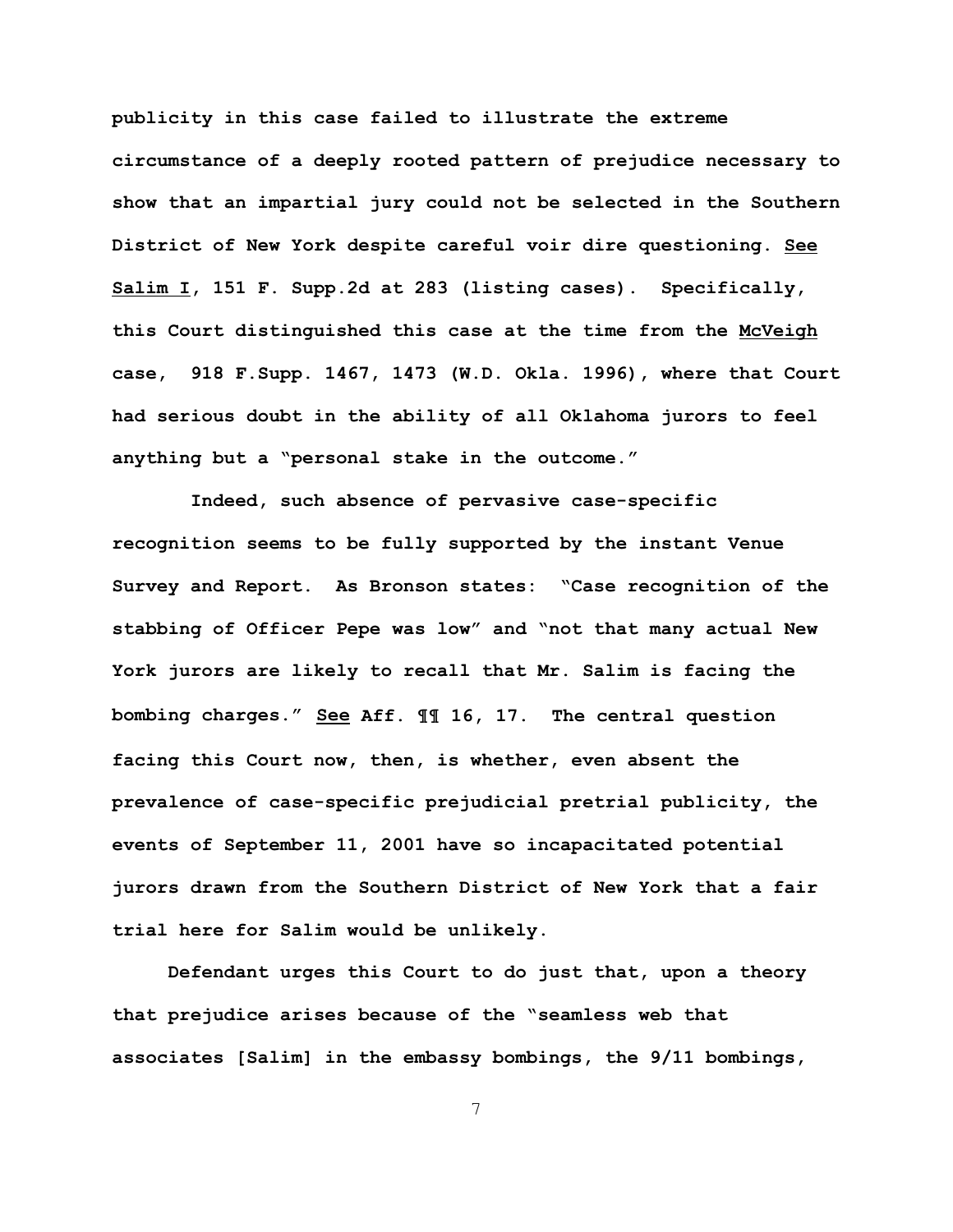publicity in this case failed to illustrate the extreme circumstance of a deeply rooted pattern of prejudice necessary to show that an impartial jury could not be selected in the Southern District of New York despite careful voir dire questioning. See Salim I, 151 F. Supp.2d at 283 (listing cases). Specifically, this Court distinguished this case at the time from the McVeigh case, 918 F.Supp. 1467, 1473 (W.D. Okla. 1996), where that Court had serious doubt in the ability of all Oklahoma jurors to feel anything but a "personal stake in the outcome."

Indeed, such absence of pervasive case-specific recognition seems to be fully supported by the instant Venue Survey and Report. As Bronson states: "Case recognition of the stabbing of Officer Pepe was low" and "not that many actual New York jurors are likely to recall that Mr. Salim is facing the bombing charges." See Aff. ¶¶ 16, 17. The central question facing this Court now, then, is whether, even absent the prevalence of case-specific prejudicial pretrial publicity, the events of September 11, 2001 have so incapacitated potential jurors drawn from the Southern District of New York that a fair trial here for Salim would be unlikely.

Defendant urges this Court to do just that, upon a theory that prejudice arises because of the "seamless web that associates [Salim] in the embassy bombings, the 9/11 bombings,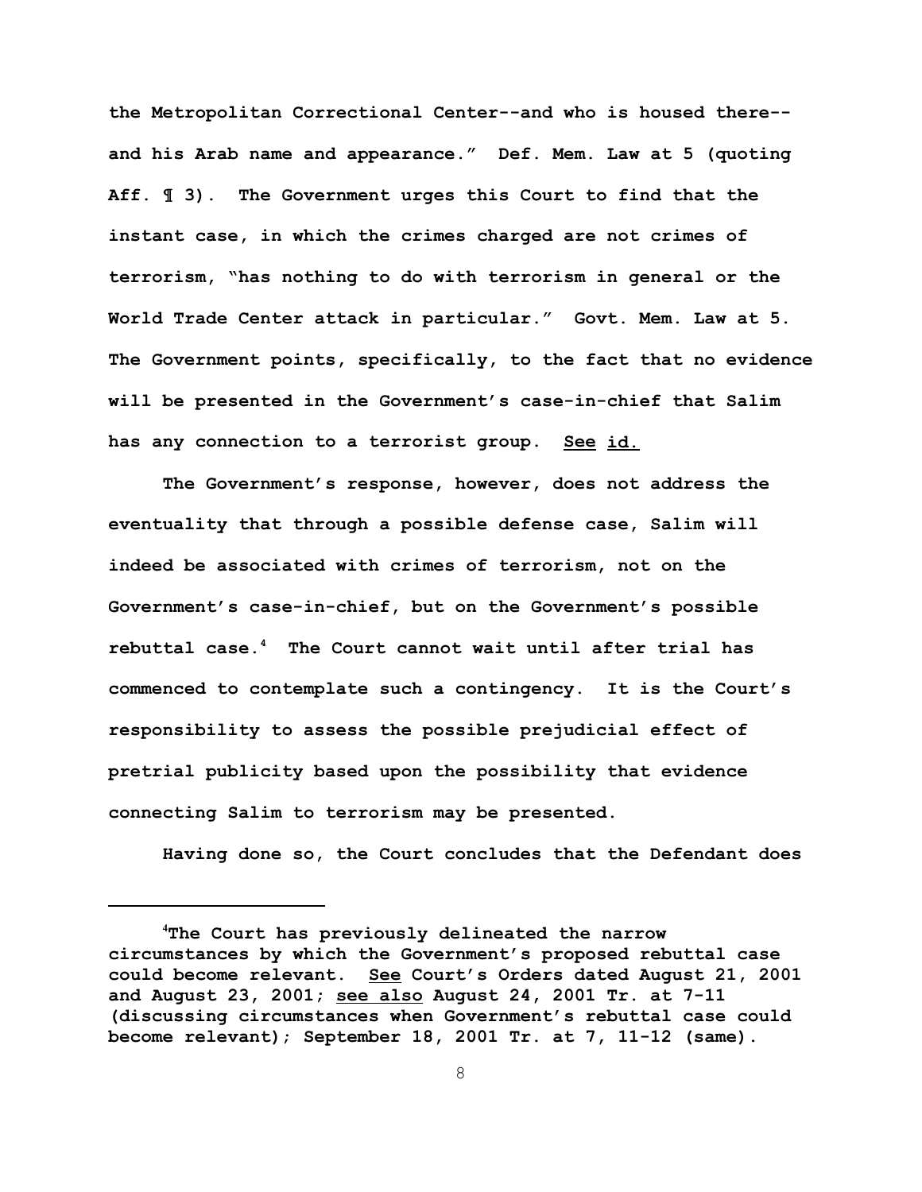the Metropolitan Correctional Center--and who is housed there--and his Arab name and appearance." Def. Mem. Law at 5 (quoting Aff. ¶ 3). The Government urges this Court to find that the instant case, in which the crimes charged are not crimes of terrorism, "has nothing to do with terrorism in general or the World Trade Center attack in particular." Govt. Mem. Law at 5. The Government points, specifically, to the fact that no evidence will be presented in the Government's case-in-chief that Salim has any connection to a terrorist group. See id.

The Government's response, however, does not address the eventuality that through a possible defense case, Salim will indeed be associated with crimes of terrorism, not on the Government's case-in-chief, but on the Government's possible rebuttal case.[4] The Court cannot wait until after trial has commenced to contemplate such a contingency. It is the Court's responsibility to assess the possible prejudicial effect of pretrial publicity based upon the possibility that evidence connecting Salim to terrorism may be presented.

Having done so, the Court concludes that the Defendant does

---

[4]The Court has previously delineated the narrow circumstances by which the Government's proposed rebuttal case could become relevant. See Court's Orders dated August 21, 2001 and August 23, 2001; see also August 24, 2001 Tr. at 7-11 (discussing circumstances when Government's rebuttal case could become relevant); September 18, 2001 Tr. at 7, 11-12 (same).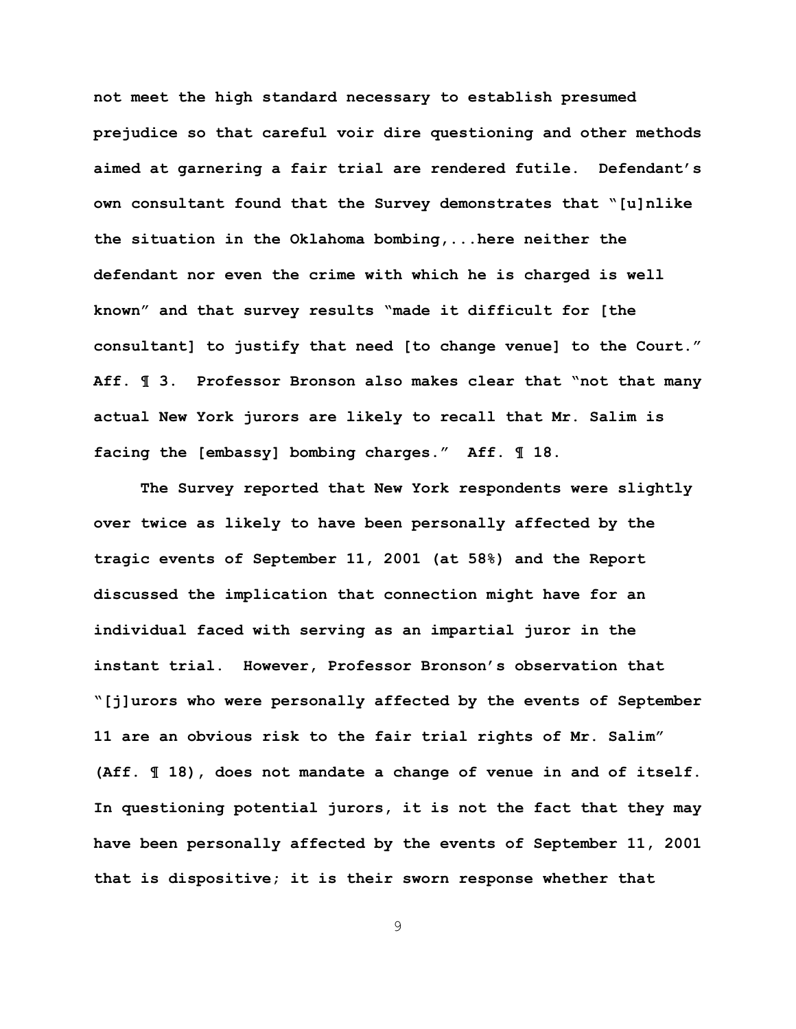not meet the high standard necessary to establish presumed prejudice so that careful voir dire questioning and other methods aimed at garnering a fair trial are rendered futile. Defendant's own consultant found that the Survey demonstrates that "[u]nlike the situation in the Oklahoma bombing,...here neither the defendant nor even the crime with which he is charged is well known" and that survey results "made it difficult for [the consultant] to justify that need [to change venue] to the Court." Aff. ¶ 3. Professor Bronson also makes clear that "not that many actual New York jurors are likely to recall that Mr. Salim is facing the [embassy] bombing charges." Aff. ¶ 18.

The Survey reported that New York respondents were slightly over twice as likely to have been personally affected by the tragic events of September 11, 2001 (at 58%) and the Report discussed the implication that connection might have for an individual faced with serving as an impartial juror in the instant trial. However, Professor Bronson's observation that "[j]urors who were personally affected by the events of September 11 are an obvious risk to the fair trial rights of Mr. Salim" (Aff. ¶ 18), does not mandate a change of venue in and of itself. In questioning potential jurors, it is not the fact that they may have been personally affected by the events of September 11, 2001 that is dispositive; it is their sworn response whether that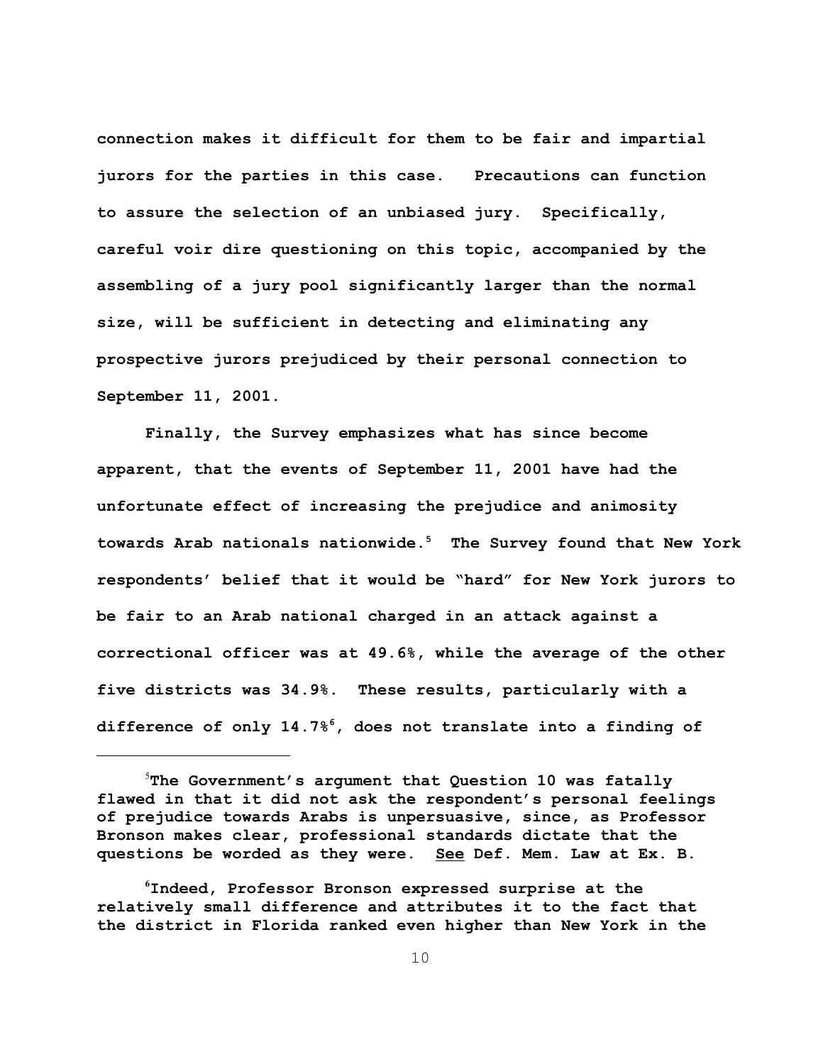connection makes it difficult for them to be fair and impartial jurors for the parties in this case. Precautions can function to assure the selection of an unbiased jury. Specifically, careful voir dire questioning on this topic, accompanied by the assembling of a jury pool significantly larger than the normal size, will be sufficient in detecting and eliminating any prospective jurors prejudiced by their personal connection to September 11, 2001.

Finally, the Survey emphasizes what has since become apparent, that the events of September 11, 2001 have had the unfortunate effect of increasing the prejudice and animosity towards Arab nationals nationwide.[5] The Survey found that New York respondents' belief that it would be "hard" for New York jurors to be fair to an Arab national charged in an attack against a correctional officer was at 49.6%, while the average of the other five districts was 34.9%. These results, particularly with a difference of only 14.7%[6], does not translate into a finding of

---

[5]The Government's argument that Question 10 was fatally flawed in that it did not ask the respondent's personal feelings of prejudice towards Arabs is unpersuasive, since, as Professor Bronson makes clear, professional standards dictate that the questions be worded as they were. See Def. Mem. Law at Ex. B.

[6]Indeed, Professor Bronson expressed surprise at the relatively small difference and attributes it to the fact that the district in Florida ranked even higher than New York in the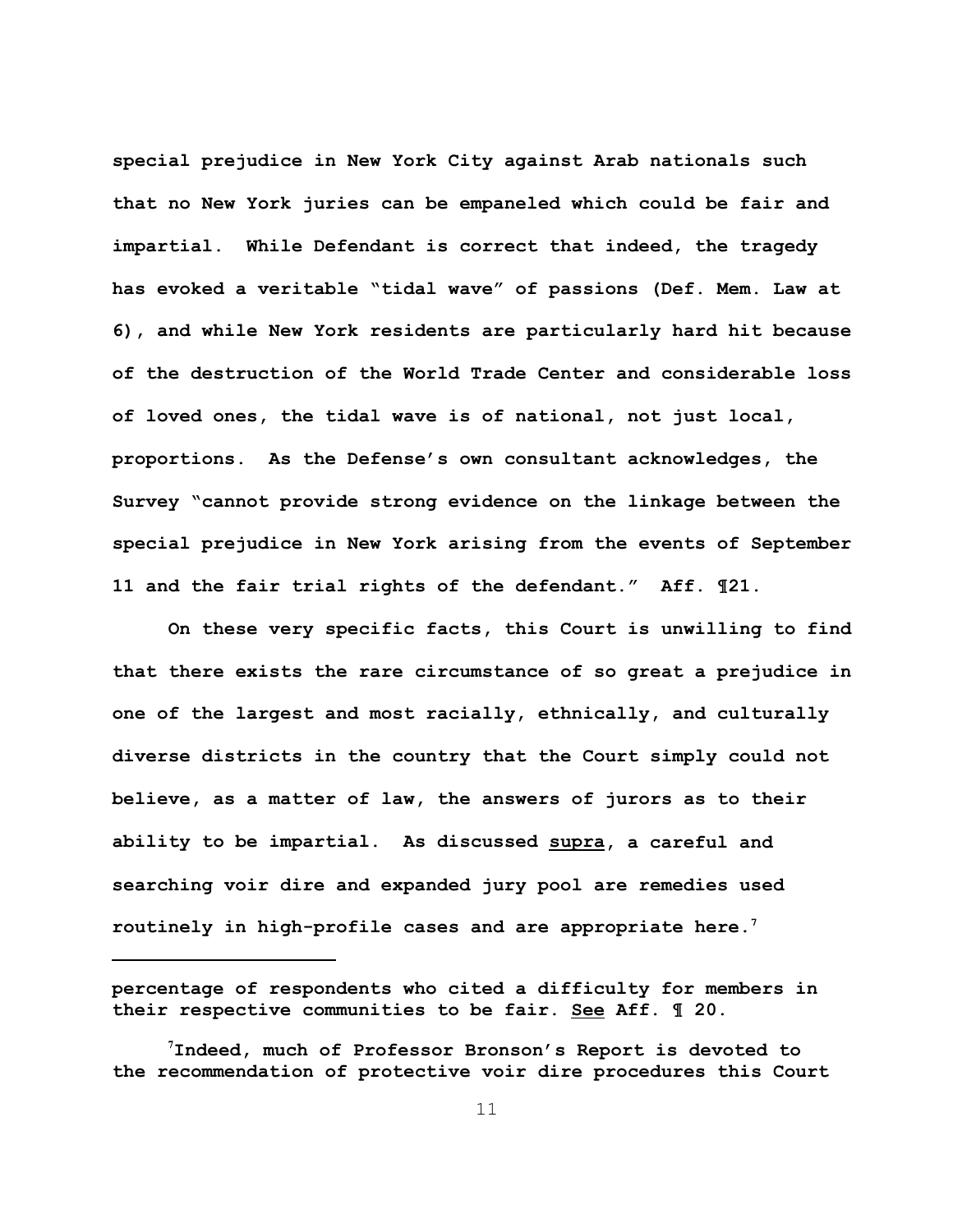**special prejudice in New York City against Arab nationals such that no New York juries can be empaneled which could be fair and impartial. While Defendant is correct that indeed, the tragedy has evoked a veritable "tidal wave" of passions (Def. Mem. Law at 6), and while New York residents are particularly hard hit because of the destruction of the World Trade Center and considerable loss of loved ones, the tidal wave is of national, not just local, proportions. As the Defense's own consultant acknowledges, the Survey "cannot provide strong evidence on the linkage between the special prejudice in New York arising from the events of September 11 and the fair trial rights of the defendant." Aff. ¶21.**

**On these very specific facts, this Court is unwilling to find that there exists the rare circumstance of so great a prejudice in one of the largest and most racially, ethnically, and culturally diverse districts in the country that the Court simply could not believe, as a matter of law, the answers of jurors as to their ability to be impartial. As discussed supra, a careful and searching voir dire and expanded jury pool are remedies used routinely in high-profile cases and are appropriate here.[7]**

---

**percentage of respondents who cited a difficulty for members in their respective communities to be fair. See Aff. ¶ 20.**

**[7]Indeed, much of Professor Bronson's Report is devoted to the recommendation of protective voir dire procedures this Court**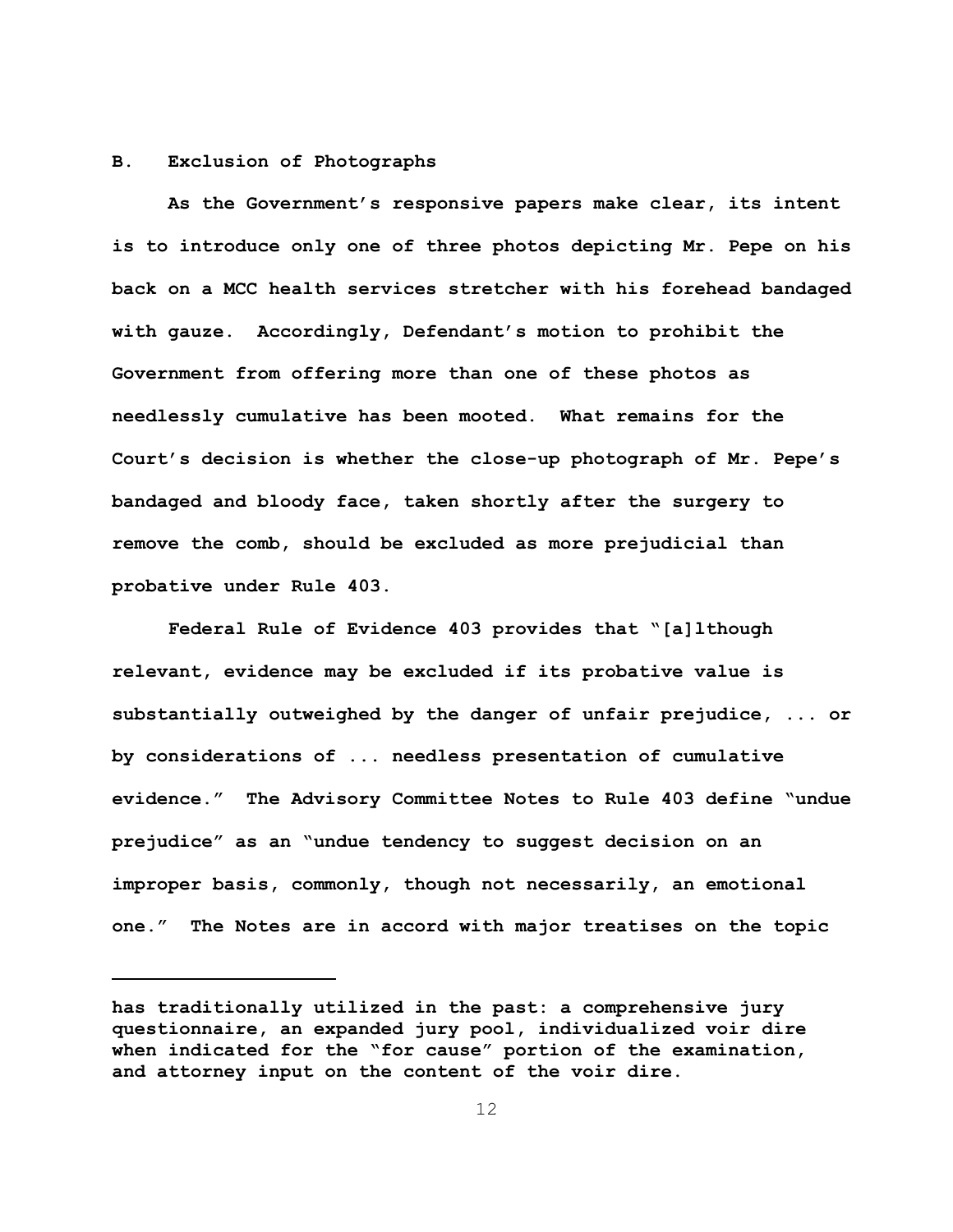**B. Exclusion of Photographs**

As the Government's responsive papers make clear, its intent is to introduce only one of three photos depicting Mr. Pepe on his back on a MCC health services stretcher with his forehead bandaged with gauze. Accordingly, Defendant's motion to prohibit the Government from offering more than one of these photos as needlessly cumulative has been mooted. What remains for the Court's decision is whether the close-up photograph of Mr. Pepe's bandaged and bloody face, taken shortly after the surgery to remove the comb, should be excluded as more prejudicial than probative under Rule 403.

Federal Rule of Evidence 403 provides that "[a]lthough relevant, evidence may be excluded if its probative value is substantially outweighed by the danger of unfair prejudice, ... or by considerations of ... needless presentation of cumulative evidence." The Advisory Committee Notes to Rule 403 define "undue prejudice" as an "undue tendency to suggest decision on an improper basis, commonly, though not necessarily, an emotional one." The Notes are in accord with major treatises on the topic

---

has traditionally utilized in the past: a comprehensive jury questionnaire, an expanded jury pool, individualized voir dire when indicated for the "for cause" portion of the examination, and attorney input on the content of the voir dire.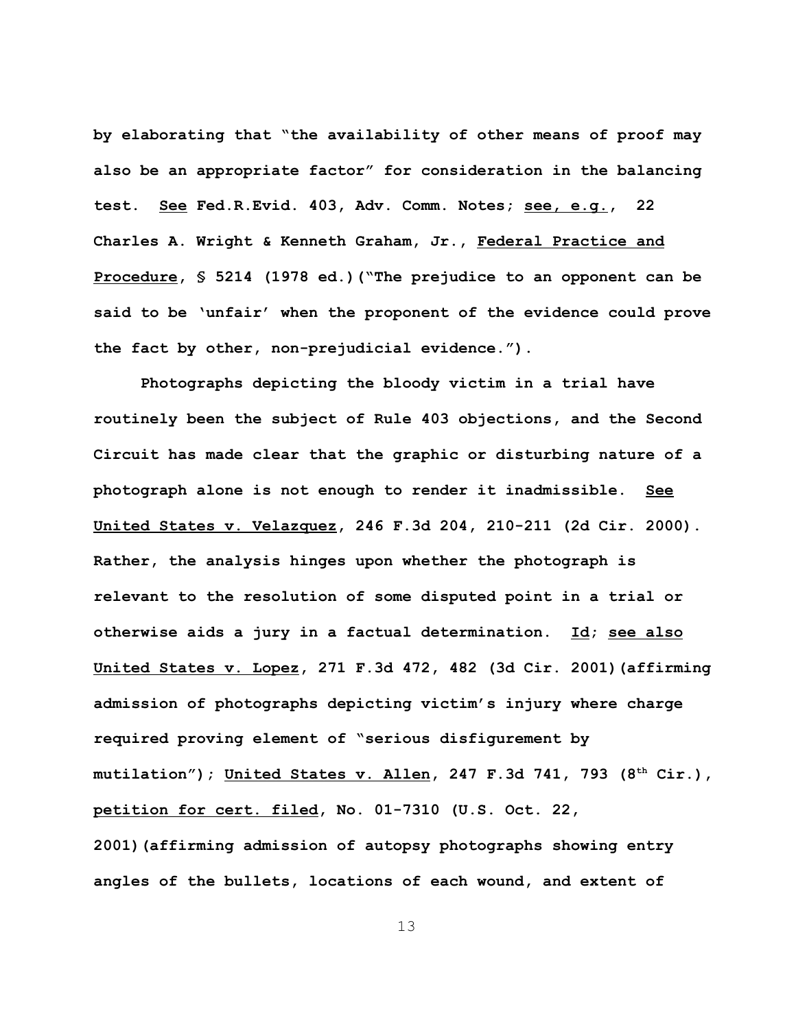by elaborating that "the availability of other means of proof may also be an appropriate factor" for consideration in the balancing test. <u>See</u> Fed.R.Evid. 403, Adv. Comm. Notes; <u>see, e.g.</u>, 22 Charles A. Wright & Kenneth Graham, Jr., <u>Federal Practice and Procedure</u>, § 5214 (1978 ed.)("The prejudice to an opponent can be said to be 'unfair' when the proponent of the evidence could prove the fact by other, non-prejudicial evidence.").

Photographs depicting the bloody victim in a trial have routinely been the subject of Rule 403 objections, and the Second Circuit has made clear that the graphic or disturbing nature of a photograph alone is not enough to render it inadmissible. <u>See</u> <u>United States v. Velazquez</u>, 246 F.3d 204, 210-211 (2d Cir. 2000). Rather, the analysis hinges upon whether the photograph is relevant to the resolution of some disputed point in a trial or otherwise aids a jury in a factual determination. <u>Id</u>; <u>see also</u> <u>United States v. Lopez</u>, 271 F.3d 472, 482 (3d Cir. 2001)(affirming admission of photographs depicting victim's injury where charge required proving element of "serious disfigurement by mutilation"); <u>United States v. Allen</u>, 247 F.3d 741, 793 (8th Cir.), <u>petition for cert. filed</u>, No. 01-7310 (U.S. Oct. 22, 2001)(affirming admission of autopsy photographs showing entry angles of the bullets, locations of each wound, and extent of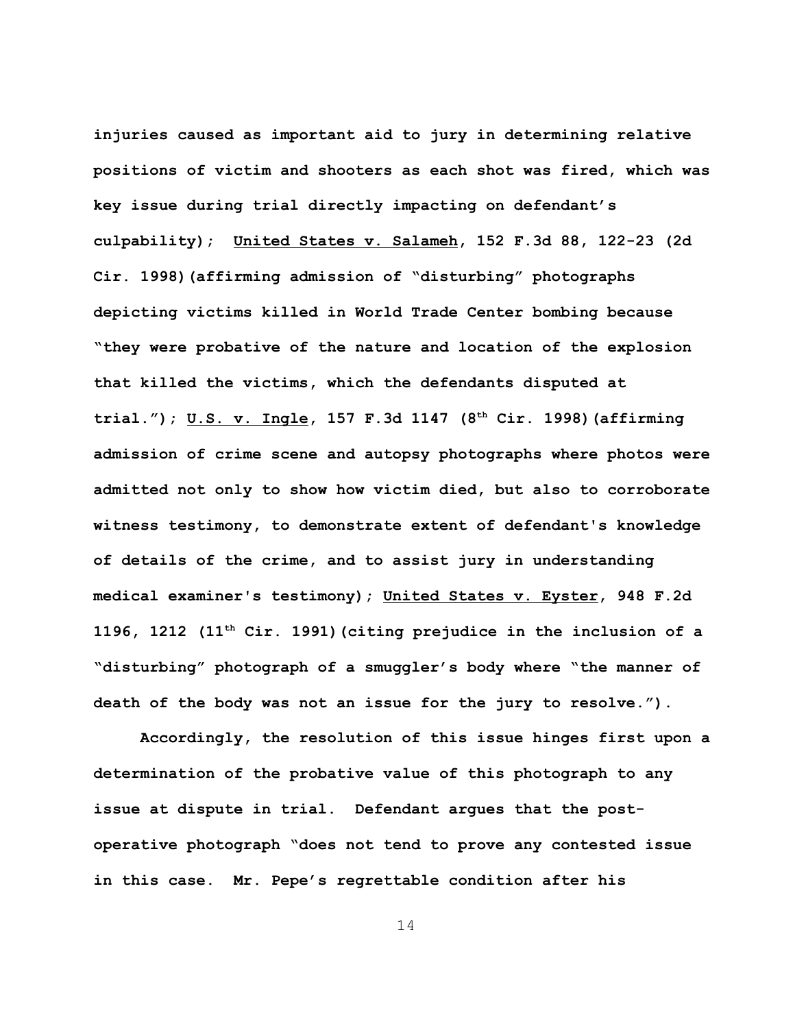injuries caused as important aid to jury in determining relative positions of victim and shooters as each shot was fired, which was key issue during trial directly impacting on defendant's culpability); United States v. Salameh, 152 F.3d 88, 122-23 (2d Cir. 1998)(affirming admission of "disturbing" photographs depicting victims killed in World Trade Center bombing because "they were probative of the nature and location of the explosion that killed the victims, which the defendants disputed at trial."); U.S. v. Ingle, 157 F.3d 1147 (8th Cir. 1998)(affirming admission of crime scene and autopsy photographs where photos were admitted not only to show how victim died, but also to corroborate witness testimony, to demonstrate extent of defendant's knowledge of details of the crime, and to assist jury in understanding medical examiner's testimony); United States v. Eyster, 948 F.2d 1196, 1212 (11th Cir. 1991)(citing prejudice in the inclusion of a "disturbing" photograph of a smuggler's body where "the manner of death of the body was not an issue for the jury to resolve.").

Accordingly, the resolution of this issue hinges first upon a determination of the probative value of this photograph to any issue at dispute in trial. Defendant argues that the post-operative photograph "does not tend to prove any contested issue in this case. Mr. Pepe's regrettable condition after his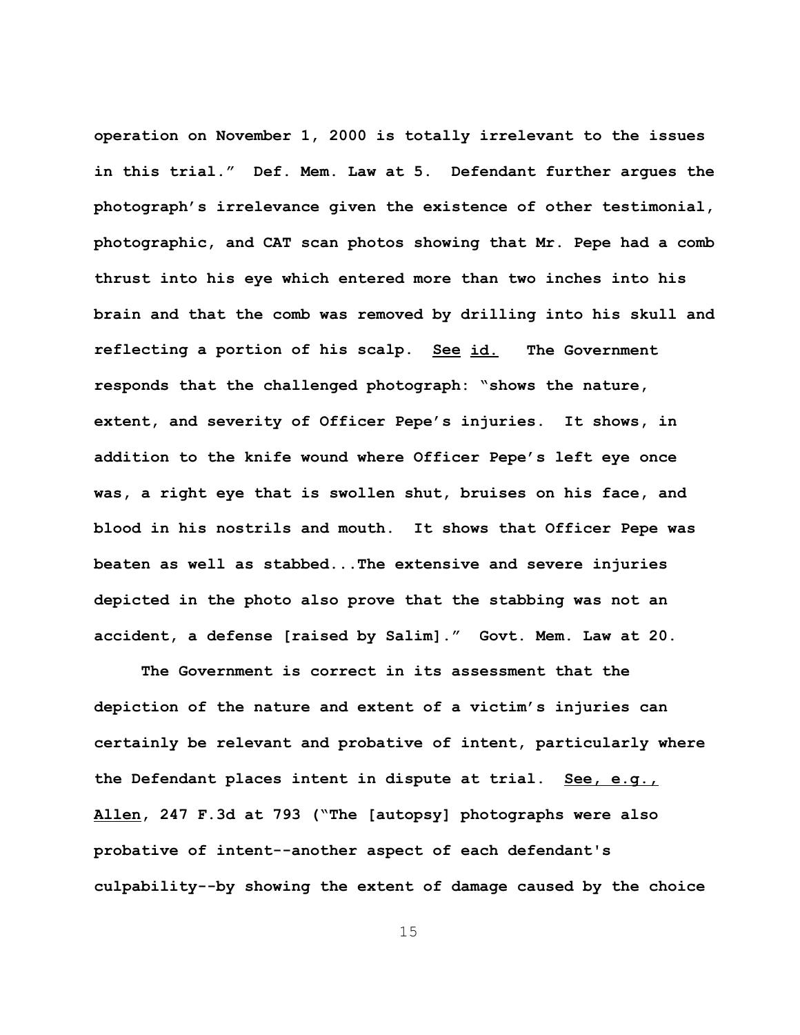operation on November 1, 2000 is totally irrelevant to the issues in this trial." Def. Mem. Law at 5. Defendant further argues the photograph's irrelevance given the existence of other testimonial, photographic, and CAT scan photos showing that Mr. Pepe had a comb thrust into his eye which entered more than two inches into his brain and that the comb was removed by drilling into his skull and reflecting a portion of his scalp. See id. The Government responds that the challenged photograph: "shows the nature, extent, and severity of Officer Pepe's injuries. It shows, in addition to the knife wound where Officer Pepe's left eye once was, a right eye that is swollen shut, bruises on his face, and blood in his nostrils and mouth. It shows that Officer Pepe was beaten as well as stabbed...The extensive and severe injuries depicted in the photo also prove that the stabbing was not an accident, a defense [raised by Salim]." Govt. Mem. Law at 20.

The Government is correct in its assessment that the depiction of the nature and extent of a victim's injuries can certainly be relevant and probative of intent, particularly where the Defendant places intent in dispute at trial. See, e.g., Allen, 247 F.3d at 793 ("The [autopsy] photographs were also probative of intent--another aspect of each defendant's culpability--by showing the extent of damage caused by the choice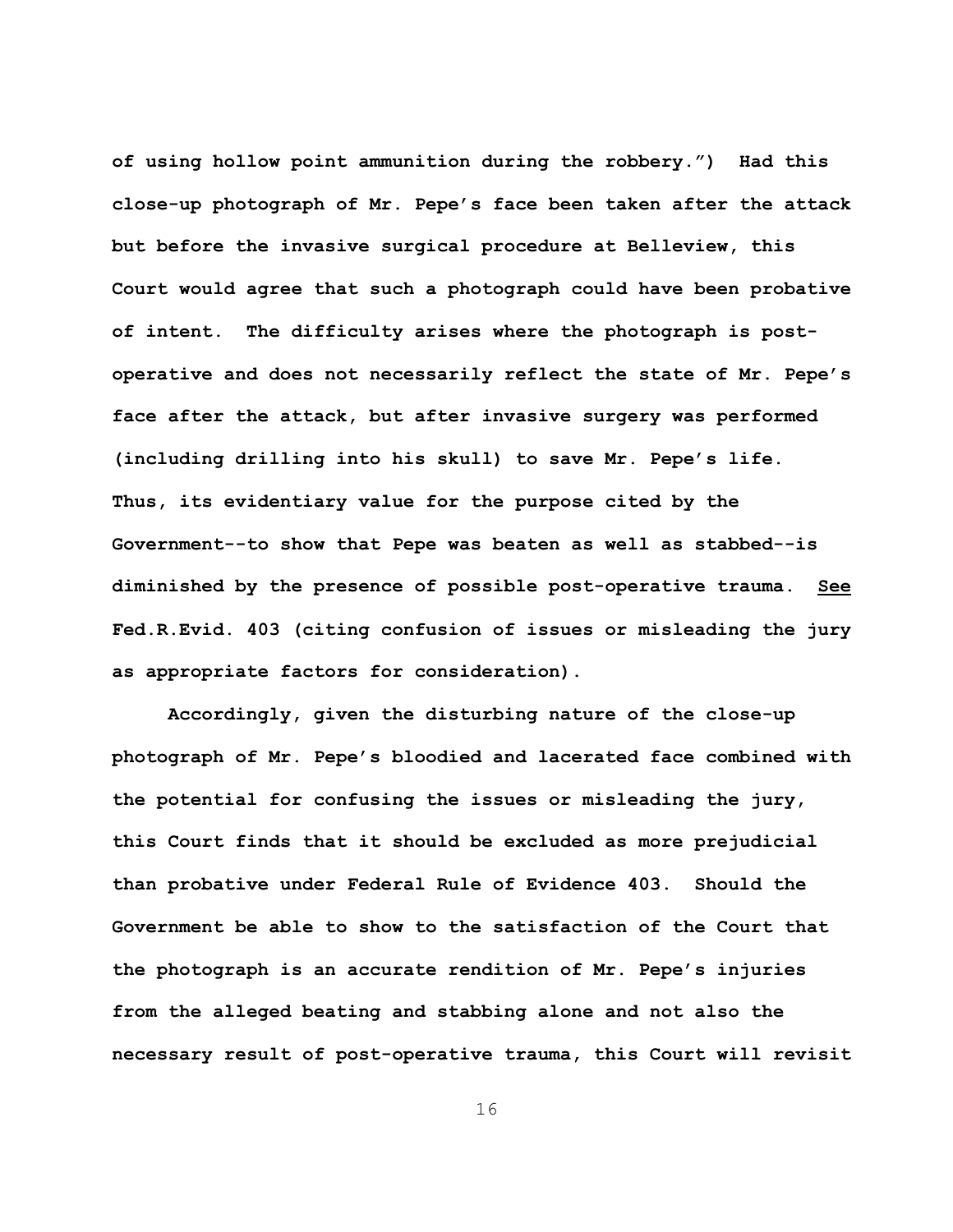of using hollow point ammunition during the robbery.") Had this close-up photograph of Mr. Pepe's face been taken after the attack but before the invasive surgical procedure at Belleview, this Court would agree that such a photograph could have been probative of intent. The difficulty arises where the photograph is post-operative and does not necessarily reflect the state of Mr. Pepe's face after the attack, but after invasive surgery was performed (including drilling into his skull) to save Mr. Pepe's life. Thus, its evidentiary value for the purpose cited by the Government--to show that Pepe was beaten as well as stabbed--is diminished by the presence of possible post-operative trauma. See Fed.R.Evid. 403 (citing confusion of issues or misleading the jury as appropriate factors for consideration).

Accordingly, given the disturbing nature of the close-up photograph of Mr. Pepe's bloodied and lacerated face combined with the potential for confusing the issues or misleading the jury, this Court finds that it should be excluded as more prejudicial than probative under Federal Rule of Evidence 403. Should the Government be able to show to the satisfaction of the Court that the photograph is an accurate rendition of Mr. Pepe's injuries from the alleged beating and stabbing alone and not also the necessary result of post-operative trauma, this Court will revisit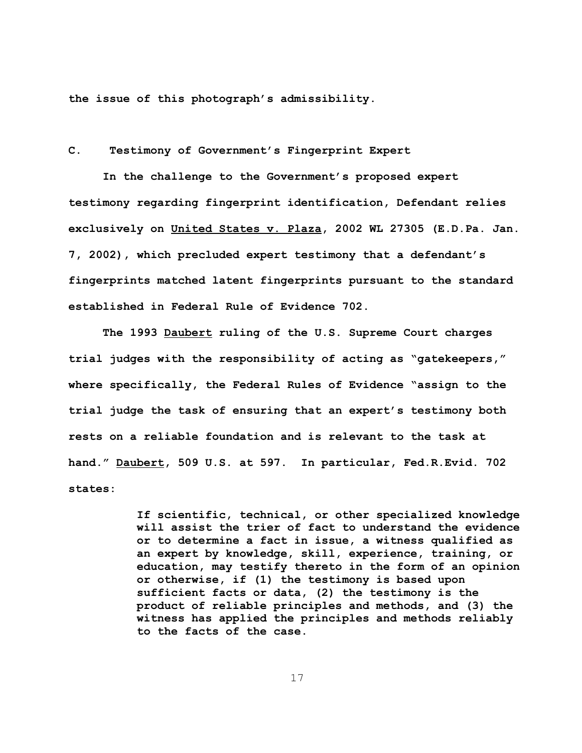the issue of this photograph's admissibility.

### C. Testimony of Government's Fingerprint Expert

In the challenge to the Government's proposed expert testimony regarding fingerprint identification, Defendant relies exclusively on United States v. Plaza, 2002 WL 27305 (E.D.Pa. Jan. 7, 2002), which precluded expert testimony that a defendant's fingerprints matched latent fingerprints pursuant to the standard established in Federal Rule of Evidence 702.

The 1993 Daubert ruling of the U.S. Supreme Court charges trial judges with the responsibility of acting as "gatekeepers," where specifically, the Federal Rules of Evidence "assign to the trial judge the task of ensuring that an expert's testimony both rests on a reliable foundation and is relevant to the task at hand." Daubert, 509 U.S. at 597. In particular, Fed.R.Evid. 702 states:

> If scientific, technical, or other specialized knowledge will assist the trier of fact to understand the evidence or to determine a fact in issue, a witness qualified as an expert by knowledge, skill, experience, training, or education, may testify thereto in the form of an opinion or otherwise, if (1) the testimony is based upon sufficient facts or data, (2) the testimony is the product of reliable principles and methods, and (3) the witness has applied the principles and methods reliably to the facts of the case.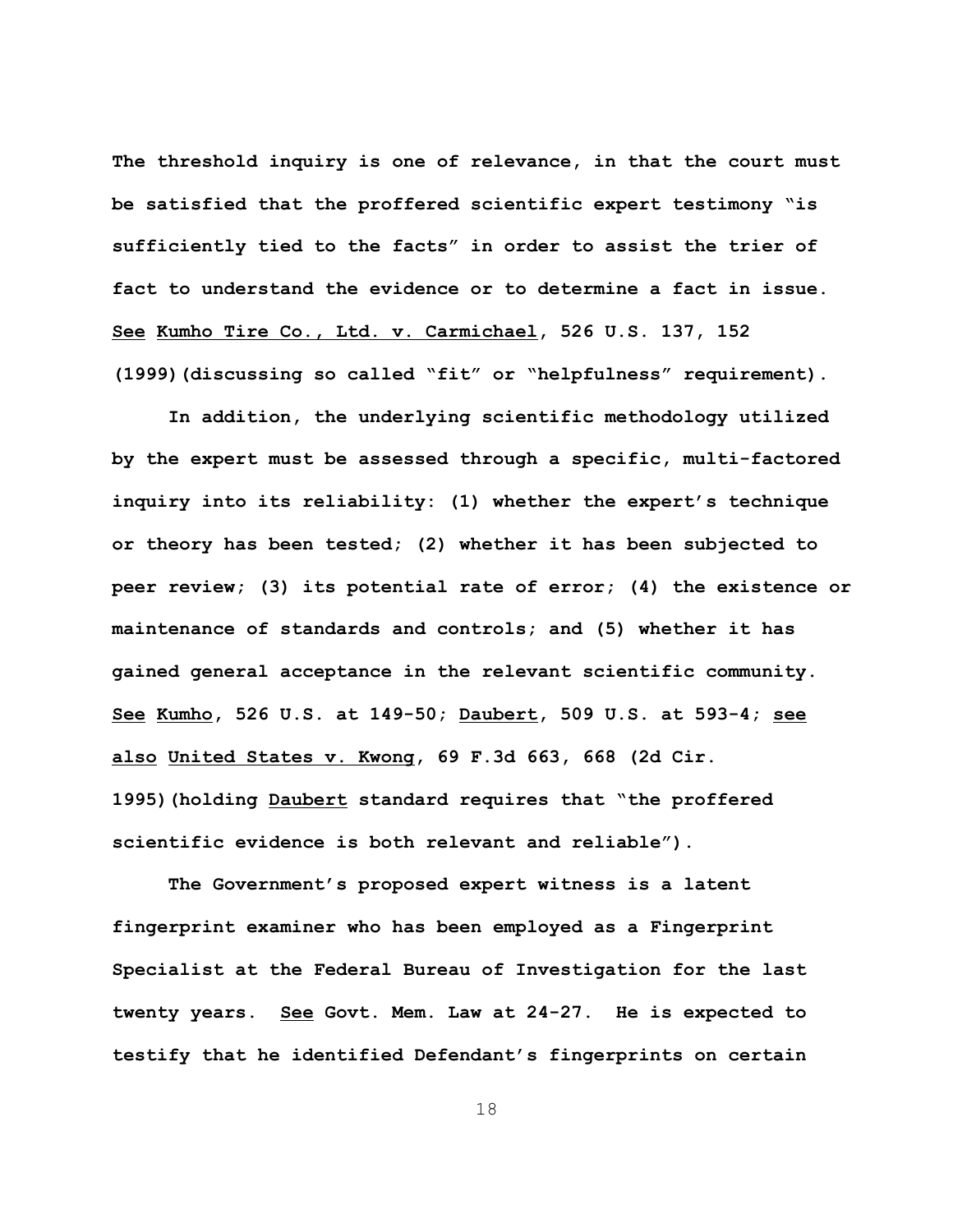The threshold inquiry is one of relevance, in that the court must be satisfied that the proffered scientific expert testimony "is sufficiently tied to the facts" in order to assist the trier of fact to understand the evidence or to determine a fact in issue. See Kumho Tire Co., Ltd. v. Carmichael, 526 U.S. 137, 152 (1999)(discussing so called "fit" or "helpfulness" requirement).

In addition, the underlying scientific methodology utilized by the expert must be assessed through a specific, multi-factored inquiry into its reliability: (1) whether the expert's technique or theory has been tested; (2) whether it has been subjected to peer review; (3) its potential rate of error; (4) the existence or maintenance of standards and controls; and (5) whether it has gained general acceptance in the relevant scientific community. See Kumho, 526 U.S. at 149-50; Daubert, 509 U.S. at 593-4; see also United States v. Kwong, 69 F.3d 663, 668 (2d Cir. 1995)(holding Daubert standard requires that "the proffered scientific evidence is both relevant and reliable").

The Government's proposed expert witness is a latent fingerprint examiner who has been employed as a Fingerprint Specialist at the Federal Bureau of Investigation for the last twenty years. See Govt. Mem. Law at 24-27. He is expected to testify that he identified Defendant's fingerprints on certain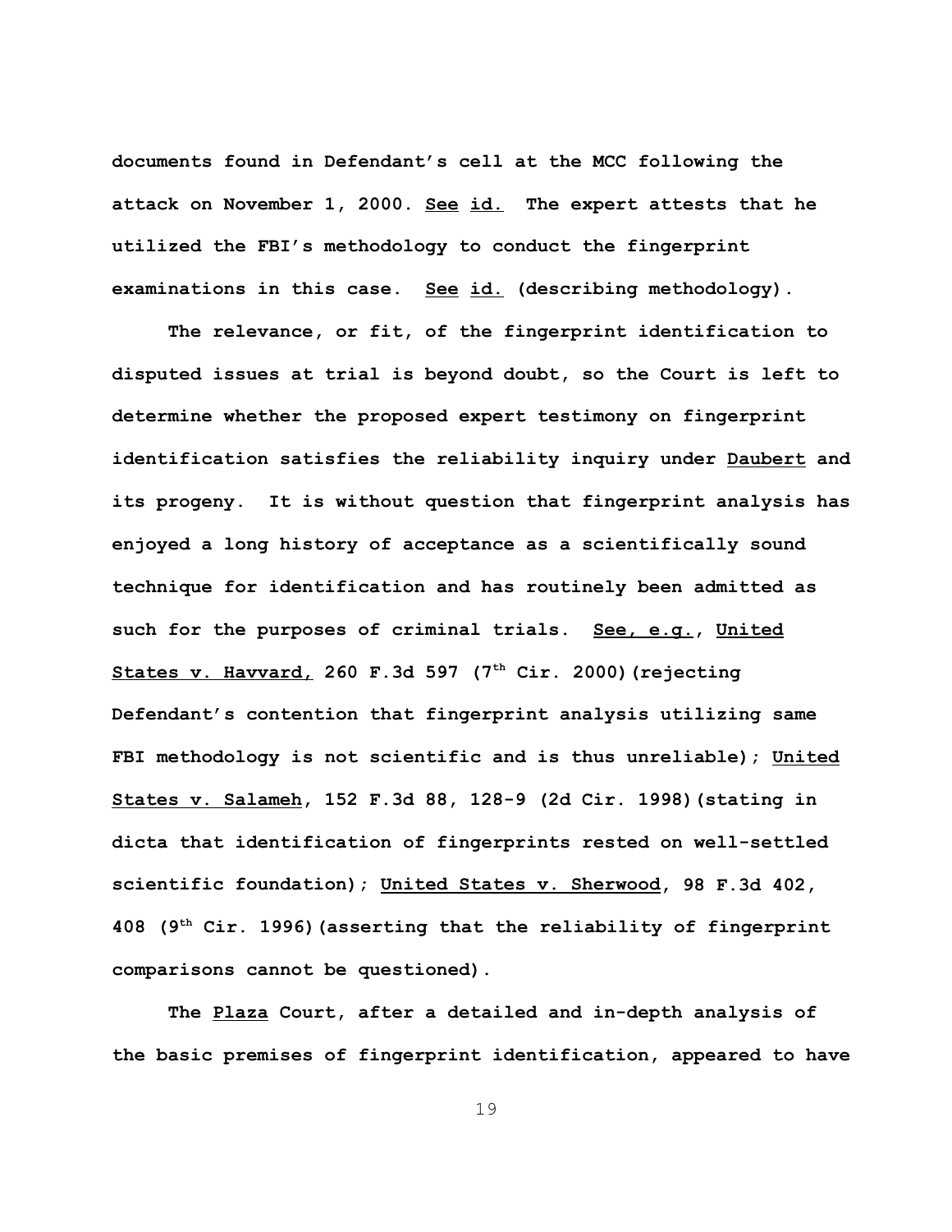documents found in Defendant's cell at the MCC following the attack on November 1, 2000. See id. The expert attests that he utilized the FBI's methodology to conduct the fingerprint examinations in this case. See id. (describing methodology).

The relevance, or fit, of the fingerprint identification to disputed issues at trial is beyond doubt, so the Court is left to determine whether the proposed expert testimony on fingerprint identification satisfies the reliability inquiry under Daubert and its progeny. It is without question that fingerprint analysis has enjoyed a long history of acceptance as a scientifically sound technique for identification and has routinely been admitted as such for the purposes of criminal trials. See, e.g., United States v. Havvard, 260 F.3d 597 (7th Cir. 2000)(rejecting Defendant's contention that fingerprint analysis utilizing same FBI methodology is not scientific and is thus unreliable); United States v. Salameh, 152 F.3d 88, 128-9 (2d Cir. 1998)(stating in dicta that identification of fingerprints rested on well-settled scientific foundation); United States v. Sherwood, 98 F.3d 402, 408 (9th Cir. 1996)(asserting that the reliability of fingerprint comparisons cannot be questioned).

The Plaza Court, after a detailed and in-depth analysis of the basic premises of fingerprint identification, appeared to have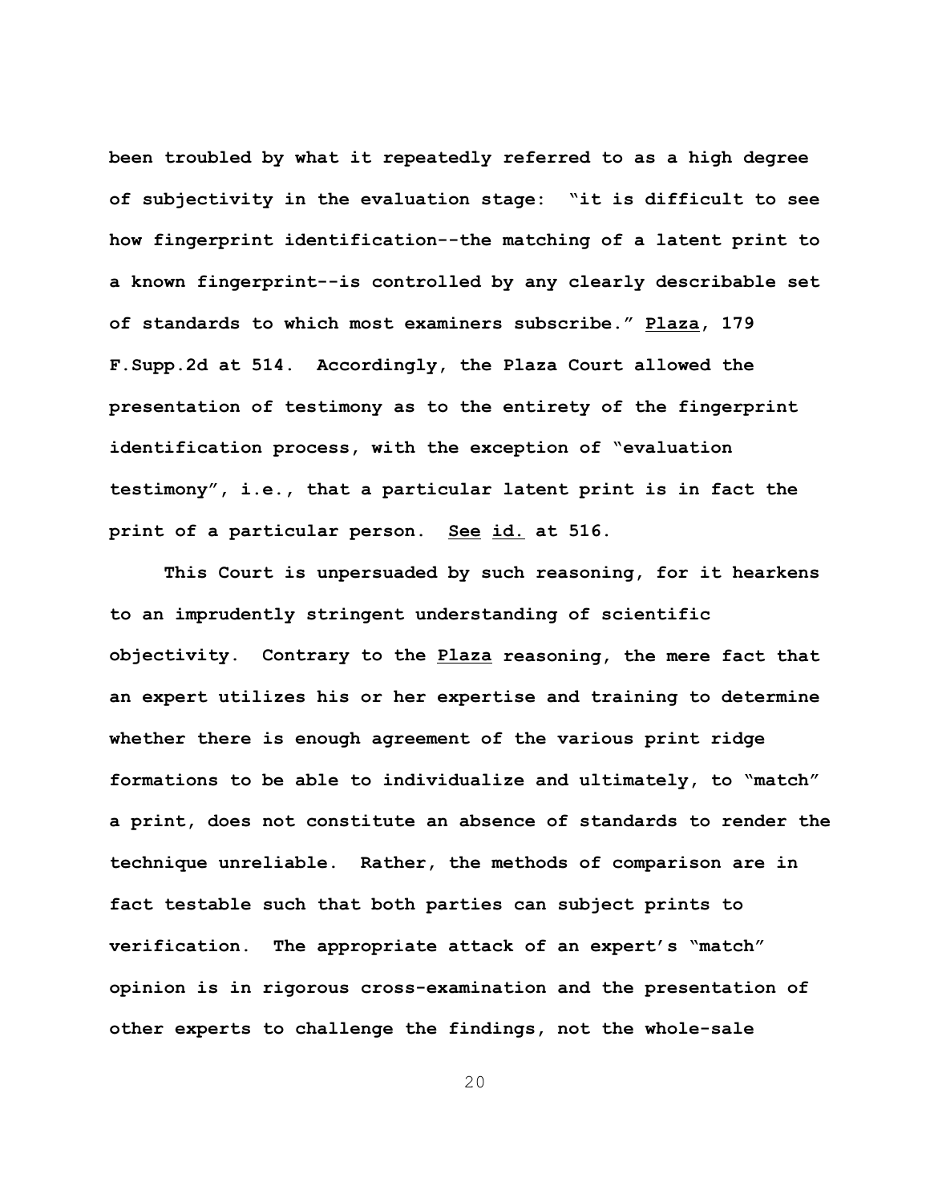been troubled by what it repeatedly referred to as a high degree of subjectivity in the evaluation stage: "it is difficult to see how fingerprint identification--the matching of a latent print to a known fingerprint--is controlled by any clearly describable set of standards to which most examiners subscribe." Plaza, 179 F.Supp.2d at 514. Accordingly, the Plaza Court allowed the presentation of testimony as to the entirety of the fingerprint identification process, with the exception of "evaluation testimony", i.e., that a particular latent print is in fact the print of a particular person. See id. at 516.

This Court is unpersuaded by such reasoning, for it hearkens to an imprudently stringent understanding of scientific objectivity. Contrary to the Plaza reasoning, the mere fact that an expert utilizes his or her expertise and training to determine whether there is enough agreement of the various print ridge formations to be able to individualize and ultimately, to "match" a print, does not constitute an absence of standards to render the technique unreliable. Rather, the methods of comparison are in fact testable such that both parties can subject prints to verification. The appropriate attack of an expert's "match" opinion is in rigorous cross-examination and the presentation of other experts to challenge the findings, not the whole-sale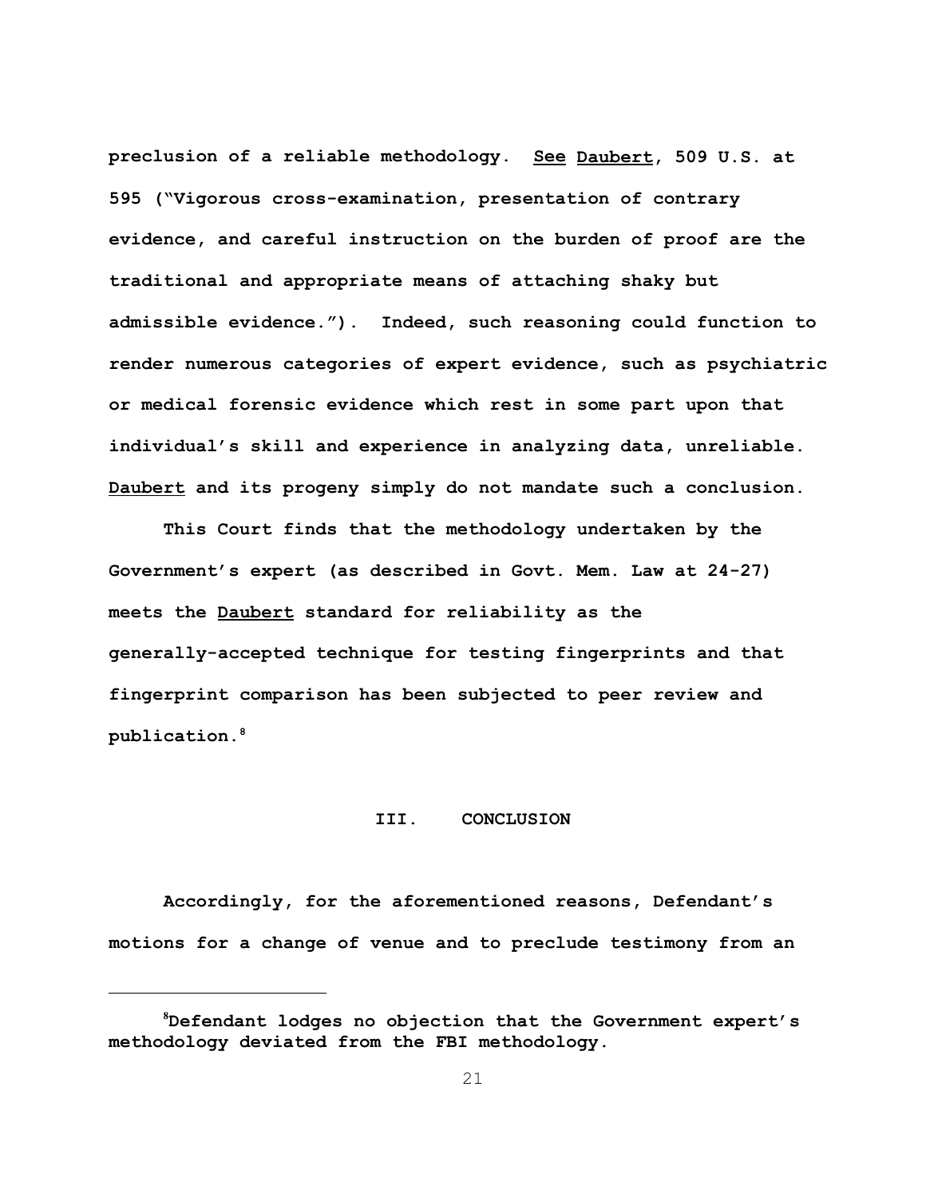preclusion of a reliable methodology. See Daubert, 509 U.S. at 595 ("Vigorous cross-examination, presentation of contrary evidence, and careful instruction on the burden of proof are the traditional and appropriate means of attaching shaky but admissible evidence."). Indeed, such reasoning could function to render numerous categories of expert evidence, such as psychiatric or medical forensic evidence which rest in some part upon that individual's skill and experience in analyzing data, unreliable. Daubert and its progeny simply do not mandate such a conclusion.

This Court finds that the methodology undertaken by the Government's expert (as described in Govt. Mem. Law at 24-27) meets the Daubert standard for reliability as the generally-accepted technique for testing fingerprints and that fingerprint comparison has been subjected to peer review and publication.[8]

## III. CONCLUSION

Accordingly, for the aforementioned reasons, Defendant's motions for a change of venue and to preclude testimony from an

---

[8] Defendant lodges no objection that the Government expert's methodology deviated from the FBI methodology.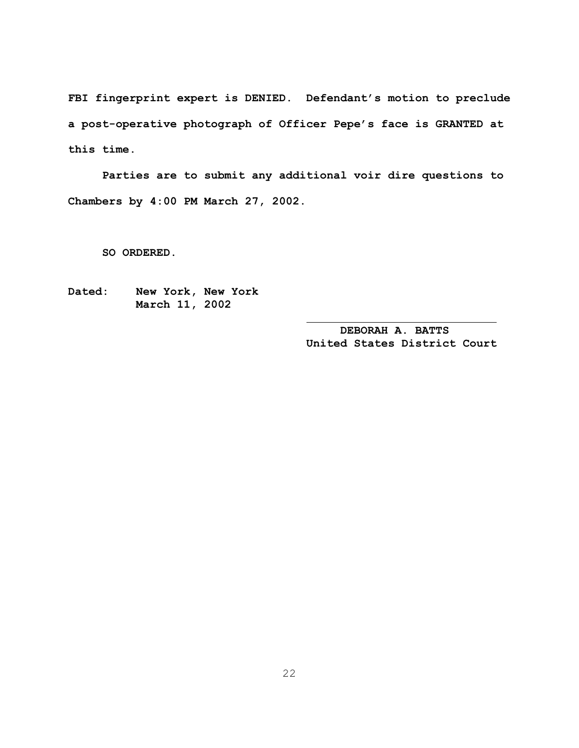**FBI fingerprint expert is DENIED. Defendant's motion to preclude a post-operative photograph of Officer Pepe's face is GRANTED at this time.**

**Parties are to submit any additional voir dire questions to Chambers by 4:00 PM March 27, 2002.**

**SO ORDERED.**

**Dated: New York, New York**
**March 11, 2002**

**DEBORAH A. BATTS**
**United States District Court**